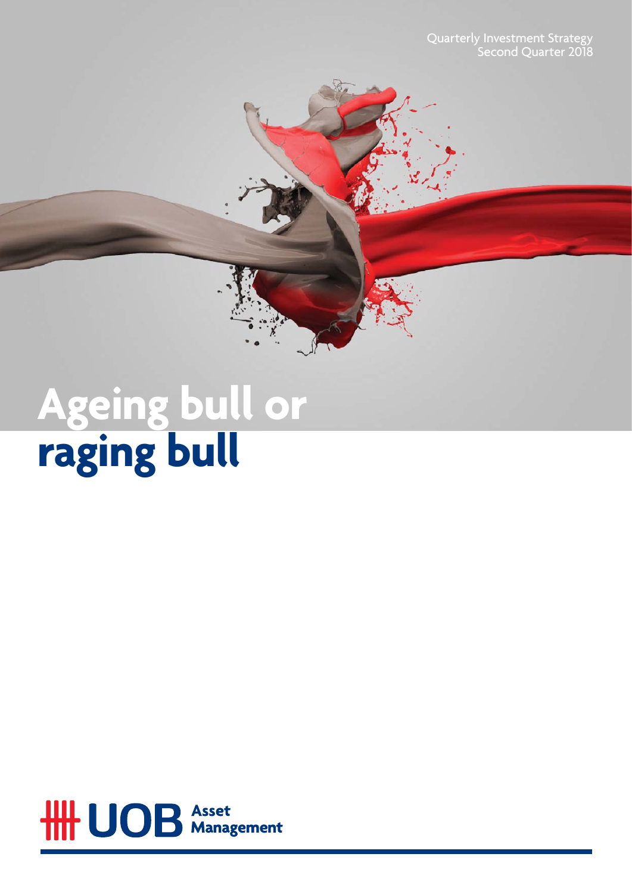Quarterly Investment Strategy
Second Quarter 2018

# Ageing bull or raging bull

UOB Asset Management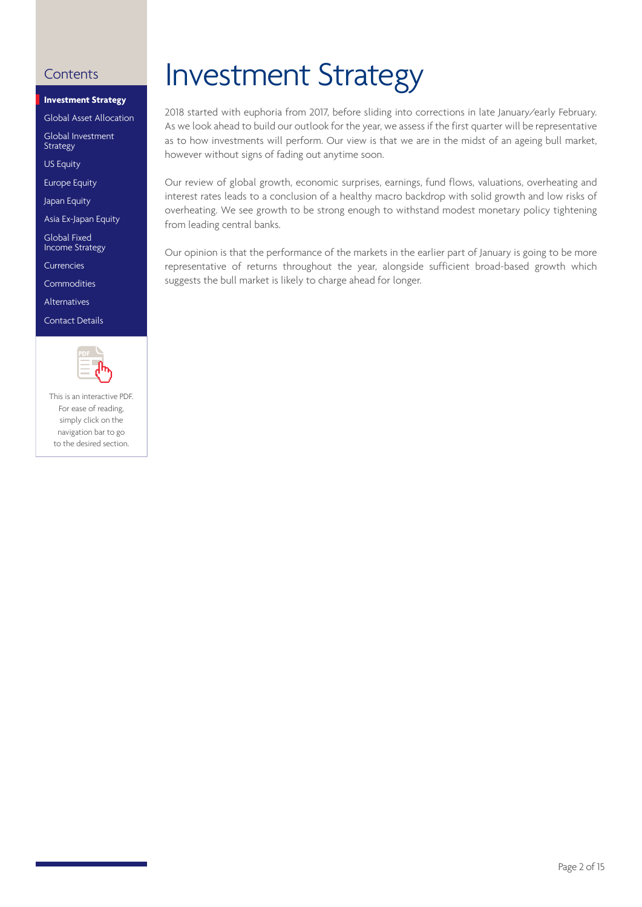# Investment Strategy

2018 started with euphoria from 2017, before sliding into corrections in late January/early February. As we look ahead to build our outlook for the year, we assess if the first quarter will be representative as to how investments will perform. Our view is that we are in the midst of an ageing bull market, however without signs of fading out anytime soon.

Our review of global growth, economic surprises, earnings, fund flows, valuations, overheating and interest rates leads to a conclusion of a healthy macro backdrop with solid growth and low risks of overheating. We see growth to be strong enough to withstand modest monetary policy tightening from leading central banks.

Our opinion is that the performance of the markets in the earlier part of January is going to be more representative of returns throughout the year, alongside sufficient broad-based growth which suggests the bull market is likely to charge ahead for longer.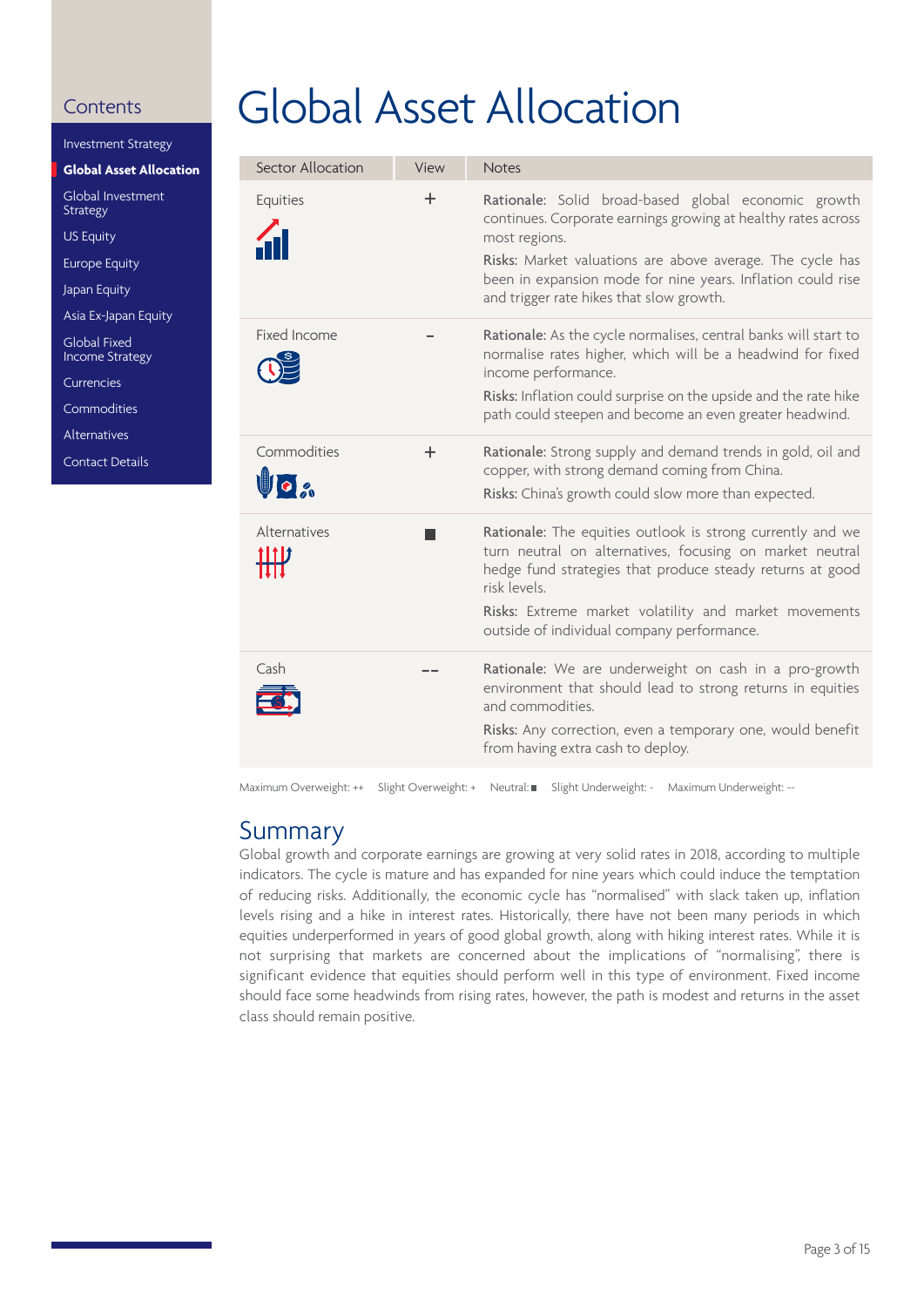Contents

- Investment Strategy
- **Global Asset Allocation**
- Global Investment Strategy
- US Equity
- Europe Equity
- Japan Equity
- Asia Ex-Japan Equity
- Global Fixed Income Strategy
- Currencies
- Commodities
- Alternatives
- Contact Details

# Global Asset Allocation

| Sector Allocation | View | Notes |
|---|---|---|
| Equities | + | Rationale: Solid broad-based global economic growth continues. Corporate earnings growing at healthy rates across most regions.<br>Risks: Market valuations are above average. The cycle has been in expansion mode for nine years. Inflation could rise and trigger rate hikes that slow growth. |
| Fixed Income | - | Rationale: As the cycle normalises, central banks will start to normalise rates higher, which will be a headwind for fixed income performance.<br>Risks: Inflation could surprise on the upside and the rate hike path could steepen and become an even greater headwind. |
| Commodities | + | Rationale: Strong supply and demand trends in gold, oil and copper, with strong demand coming from China.<br>Risks: China's growth could slow more than expected. |
| Alternatives | ■ | Rationale: The equities outlook is strong currently and we turn neutral on alternatives, focusing on market neutral hedge fund strategies that produce steady returns at good risk levels.<br>Risks: Extreme market volatility and market movements outside of individual company performance. |
| Cash | -- | Rationale: We are underweight on cash in a pro-growth environment that should lead to strong returns in equities and commodities.<br>Risks: Any correction, even a temporary one, would benefit from having extra cash to deploy. |

Maximum Overweight: ++ Slight Overweight: + Neutral: ■ Slight Underweight: - Maximum Underweight: --

## Summary

Global growth and corporate earnings are growing at very solid rates in 2018, according to multiple indicators. The cycle is mature and has expanded for nine years which could induce the temptation of reducing risks. Additionally, the economic cycle has "normalised" with slack taken up, inflation levels rising and a hike in interest rates. Historically, there have not been many periods in which equities underperformed in years of good global growth, along with hiking interest rates. While it is not surprising that markets are concerned about the implications of "normalising", there is significant evidence that equities should perform well in this type of environment. Fixed income should face some headwinds from rising rates, however, the path is modest and returns in the asset class should remain positive.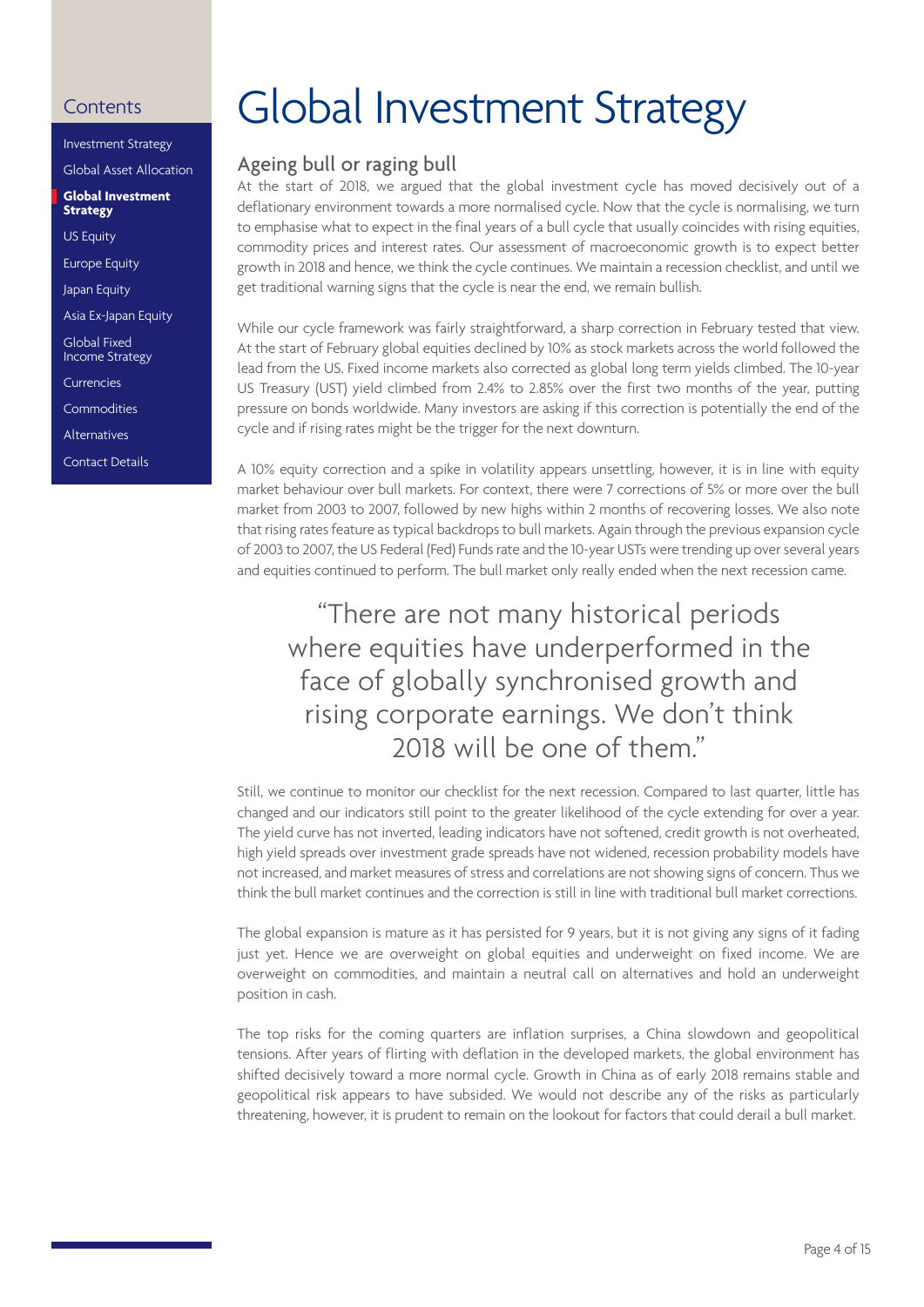# Global Investment Strategy

## Ageing bull or raging bull

At the start of 2018, we argued that the global investment cycle has moved decisively out of a deflationary environment towards a more normalised cycle. Now that the cycle is normalising, we turn to emphasise what to expect in the final years of a bull cycle that usually coincides with rising equities, commodity prices and interest rates. Our assessment of macroeconomic growth is to expect better growth in 2018 and hence, we think the cycle continues. We maintain a recession checklist, and until we get traditional warning signs that the cycle is near the end, we remain bullish.

While our cycle framework was fairly straightforward, a sharp correction in February tested that view. At the start of February global equities declined by 10% as stock markets across the world followed the lead from the US. Fixed income markets also corrected as global long term yields climbed. The 10-year US Treasury (UST) yield climbed from 2.4% to 2.85% over the first two months of the year, putting pressure on bonds worldwide. Many investors are asking if this correction is potentially the end of the cycle and if rising rates might be the trigger for the next downturn.

A 10% equity correction and a spike in volatility appears unsettling, however, it is in line with equity market behaviour over bull markets. For context, there were 7 corrections of 5% or more over the bull market from 2003 to 2007, followed by new highs within 2 months of recovering losses. We also note that rising rates feature as typical backdrops to bull markets. Again through the previous expansion cycle of 2003 to 2007, the US Federal (Fed) Funds rate and the 10-year USTs were trending up over several years and equities continued to perform. The bull market only really ended when the next recession came.

> "There are not many historical periods where equities have underperformed in the face of globally synchronised growth and rising corporate earnings. We don't think 2018 will be one of them."

Still, we continue to monitor our checklist for the next recession. Compared to last quarter, little has changed and our indicators still point to the greater likelihood of the cycle extending for over a year. The yield curve has not inverted, leading indicators have not softened, credit growth is not overheated, high yield spreads over investment grade spreads have not widened, recession probability models have not increased, and market measures of stress and correlations are not showing signs of concern. Thus we think the bull market continues and the correction is still in line with traditional bull market corrections.

The global expansion is mature as it has persisted for 9 years, but it is not giving any signs of it fading just yet. Hence we are overweight on global equities and underweight on fixed income. We are overweight on commodities, and maintain a neutral call on alternatives and hold an underweight position in cash.

The top risks for the coming quarters are inflation surprises, a China slowdown and geopolitical tensions. After years of flirting with deflation in the developed markets, the global environment has shifted decisively toward a more normal cycle. Growth in China as of early 2018 remains stable and geopolitical risk appears to have subsided. We would not describe any of the risks as particularly threatening, however, it is prudent to remain on the lookout for factors that could derail a bull market.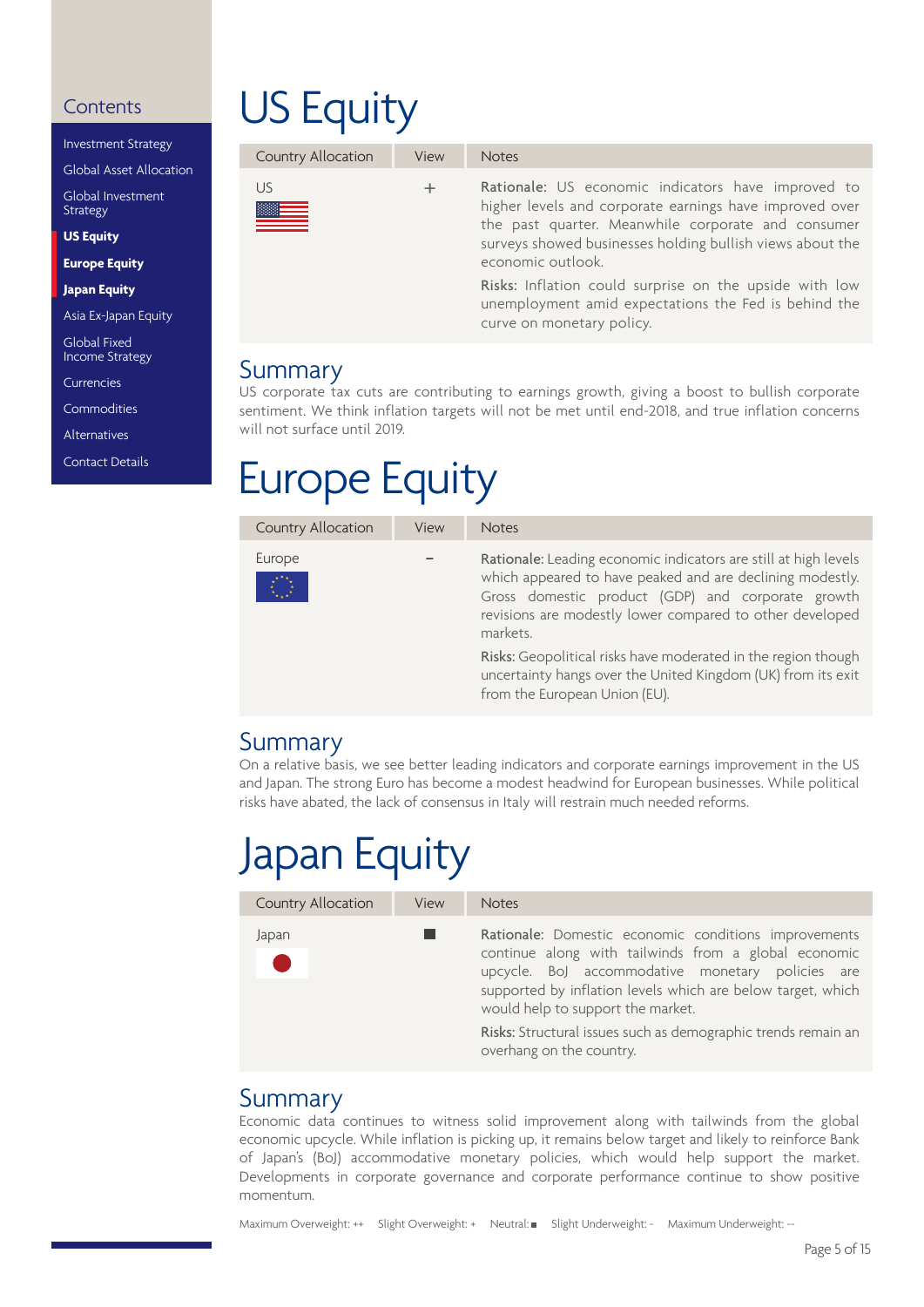# US Equity

| Country Allocation | View | Notes |
|---|---|---|
| US | + | **Rationale:** US economic indicators have improved to higher levels and corporate earnings have improved over the past quarter. Meanwhile corporate and consumer surveys showed businesses holding bullish views about the economic outlook. **Risks:** Inflation could surprise on the upside with low unemployment amid expectations the Fed is behind the curve on monetary policy. |

## Summary

US corporate tax cuts are contributing to earnings growth, giving a boost to bullish corporate sentiment. We think inflation targets will not be met until end-2018, and true inflation concerns will not surface until 2019.

# Europe Equity

| Country Allocation | View | Notes |
|---|---|---|
| Europe | - | **Rationale:** Leading economic indicators are still at high levels which appeared to have peaked and are declining modestly. Gross domestic product (GDP) and corporate growth revisions are modestly lower compared to other developed markets. **Risks:** Geopolitical risks have moderated in the region though uncertainty hangs over the United Kingdom (UK) from its exit from the European Union (EU). |

## Summary

On a relative basis, we see better leading indicators and corporate earnings improvement in the US and Japan. The strong Euro has become a modest headwind for European businesses. While political risks have abated, the lack of consensus in Italy will restrain much needed reforms.

# Japan Equity

| Country Allocation | View | Notes |
|---|---|---|
| Japan | ■ | **Rationale:** Domestic economic conditions improvements continue along with tailwinds from a global economic upcycle. BoJ accommodative monetary policies are supported by inflation levels which are below target, which would help to support the market. **Risks:** Structural issues such as demographic trends remain an overhang on the country. |

## Summary

Economic data continues to witness solid improvement along with tailwinds from the global economic upcycle. While inflation is picking up, it remains below target and likely to reinforce Bank of Japan's (BoJ) accommodative monetary policies, which would help support the market. Developments in corporate governance and corporate performance continue to show positive momentum.

Maximum Overweight: ++ Slight Overweight: + Neutral: ■ Slight Underweight: - Maximum Underweight: --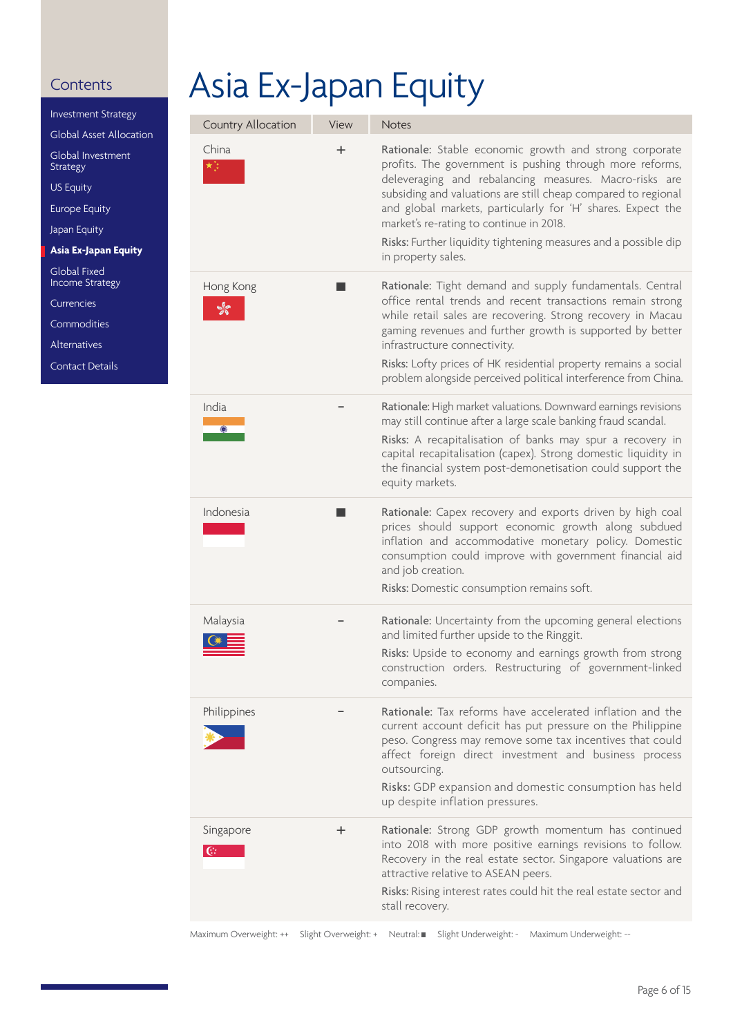# Asia Ex-Japan Equity

| Country Allocation | View | Notes |
|---|---|---|
| China | + | **Rationale:** Stable economic growth and strong corporate profits. The government is pushing through more reforms, deleveraging and rebalancing measures. Macro-risks are subsiding and valuations are still cheap compared to regional and global markets, particularly for 'H' shares. Expect the market's re-rating to continue in 2018. **Risks:** Further liquidity tightening measures and a possible dip in property sales. |
| Hong Kong | ■ | **Rationale:** Tight demand and supply fundamentals. Central office rental trends and recent transactions remain strong while retail sales are recovering. Strong recovery in Macau gaming revenues and further growth is supported by better infrastructure connectivity. **Risks:** Lofty prices of HK residential property remains a social problem alongside perceived political interference from China. |
| India | - | **Rationale:** High market valuations. Downward earnings revisions may still continue after a large scale banking fraud scandal. **Risks:** A recapitalisation of banks may spur a recovery in capital recapitalisation (capex). Strong domestic liquidity in the financial system post-demonetisation could support the equity markets. |
| Indonesia | ■ | **Rationale:** Capex recovery and exports driven by high coal prices should support economic growth along subdued inflation and accommodative monetary policy. Domestic consumption could improve with government financial aid and job creation. **Risks:** Domestic consumption remains soft. |
| Malaysia | - | **Rationale:** Uncertainty from the upcoming general elections and limited further upside to the Ringgit. **Risks:** Upside to economy and earnings growth from strong construction orders. Restructuring of government-linked companies. |
| Philippines | - | **Rationale:** Tax reforms have accelerated inflation and the current account deficit has put pressure on the Philippine peso. Congress may remove some tax incentives that could affect foreign direct investment and business process outsourcing. **Risks:** GDP expansion and domestic consumption has held up despite inflation pressures. |
| Singapore | + | **Rationale:** Strong GDP growth momentum has continued into 2018 with more positive earnings revisions to follow. Recovery in the real estate sector. Singapore valuations are attractive relative to ASEAN peers. **Risks:** Rising interest rates could hit the real estate sector and stall recovery. |

Maximum Overweight: ++ Slight Overweight: + Neutral: ■ Slight Underweight: - Maximum Underweight: --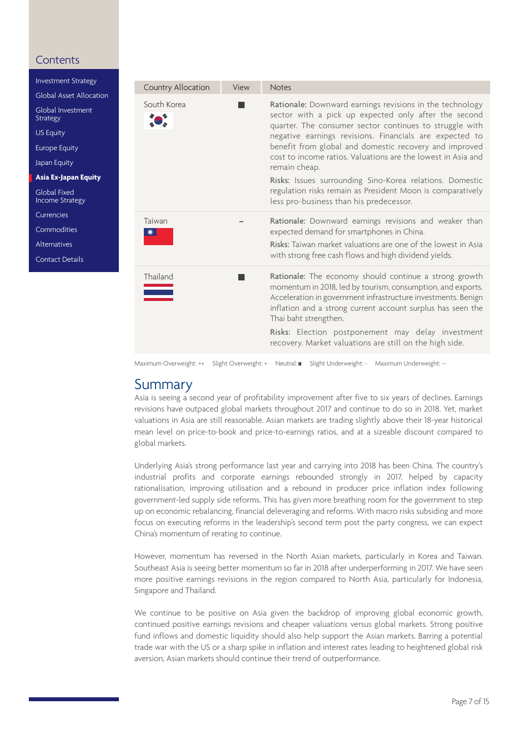## Contents

- Investment Strategy
- Global Asset Allocation
- Global Investment Strategy
- US Equity
- Europe Equity
- Japan Equity
- **Asia Ex-Japan Equity**
- Global Fixed Income Strategy
- Currencies
- Commodities
- Alternatives
- Contact Details

| Country Allocation | View | Notes |
|---|---|---|
| South Korea | ■ | **Rationale:** Downward earnings revisions in the technology sector with a pick up expected only after the second quarter. The consumer sector continues to struggle with negative earnings revisions. Financials are expected to benefit from global and domestic recovery and improved cost to income ratios. Valuations are the lowest in Asia and remain cheap. **Risks:** Issues surrounding Sino-Korea relations. Domestic regulation risks remain as President Moon is comparatively less pro-business than his predecessor. |
| Taiwan | – | **Rationale:** Downward earnings revisions and weaker than expected demand for smartphones in China. **Risks:** Taiwan market valuations are one of the lowest in Asia with strong free cash flows and high dividend yields. |
| Thailand | ■ | **Rationale:** The economy should continue a strong growth momentum in 2018, led by tourism, consumption, and exports. Acceleration in government infrastructure investments. Benign inflation and a strong current account surplus has seen the Thai baht strengthen. **Risks:** Election postponement may delay investment recovery. Market valuations are still on the high side. |

Maximum Overweight: ++ Slight Overweight: + Neutral: ■ Slight Underweight: - Maximum Underweight: --

## Summary

Asia is seeing a second year of profitability improvement after five to six years of declines. Earnings revisions have outpaced global markets throughout 2017 and continue to do so in 2018. Yet, market valuations in Asia are still reasonable. Asian markets are trading slightly above their 18-year historical mean level on price-to-book and price-to-earnings ratios, and at a sizeable discount compared to global markets.

Underlying Asia's strong performance last year and carrying into 2018 has been China. The country's industrial profits and corporate earnings rebounded strongly in 2017, helped by capacity rationalisation, improving utilisation and a rebound in producer price inflation index following government-led supply side reforms. This has given more breathing room for the government to step up on economic rebalancing, financial deleveraging and reforms. With macro risks subsiding and more focus on executing reforms in the leadership's second term post the party congress, we can expect China's momentum of rerating to continue.

However, momentum has reversed in the North Asian markets, particularly in Korea and Taiwan. Southeast Asia is seeing better momentum so far in 2018 after underperforming in 2017. We have seen more positive earnings revisions in the region compared to North Asia, particularly for Indonesia, Singapore and Thailand.

We continue to be positive on Asia given the backdrop of improving global economic growth, continued positive earnings revisions and cheaper valuations versus global markets. Strong positive fund inflows and domestic liquidity should also help support the Asian markets. Barring a potential trade war with the US or a sharp spike in inflation and interest rates leading to heightened global risk aversion, Asian markets should continue their trend of outperformance.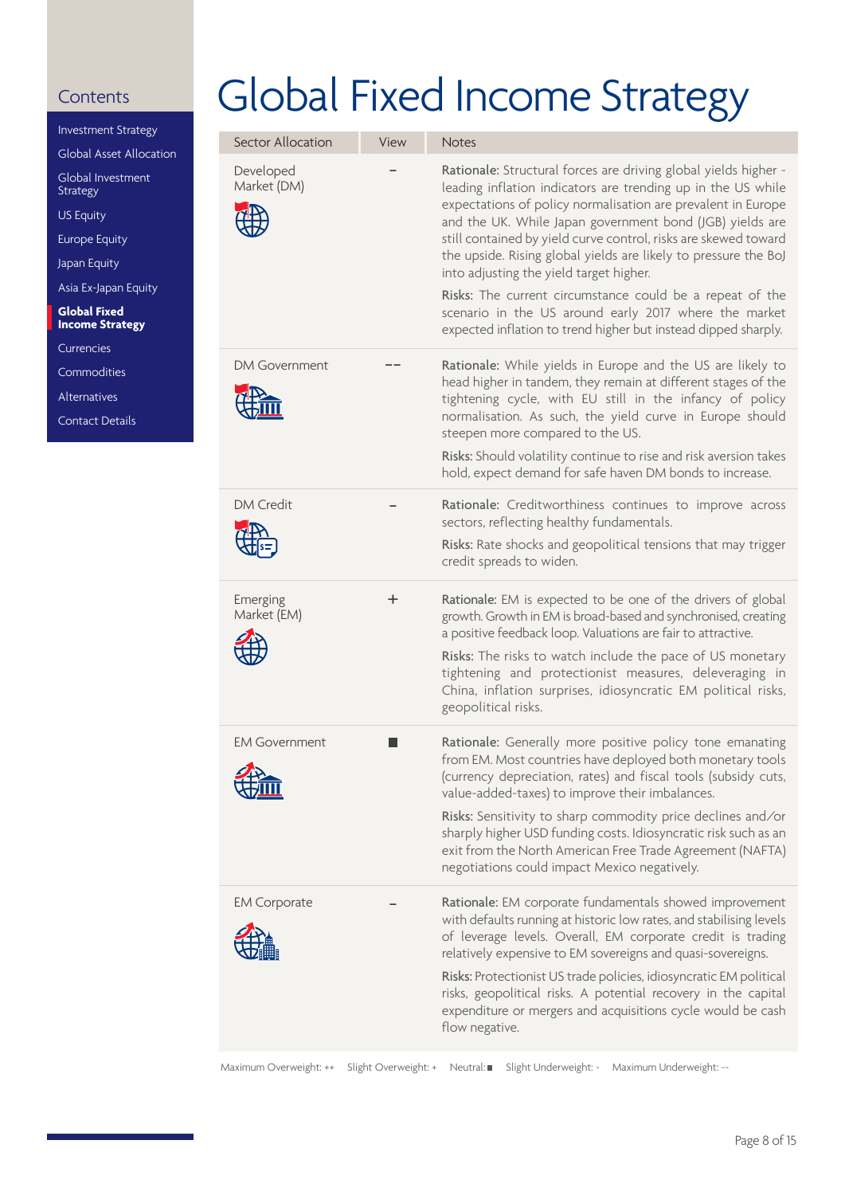## Contents

- Investment Strategy
- Global Asset Allocation
- Global Investment Strategy
- US Equity
- Europe Equity
- Japan Equity
- Asia Ex-Japan Equity
- **Global Fixed Income Strategy**
- Currencies
- Commodities
- Alternatives
- Contact Details

# Global Fixed Income Strategy

| Sector Allocation | View | Notes |
|---|---|---|
| Developed Market (DM) | – | **Rationale:** Structural forces are driving global yields higher - leading inflation indicators are trending up in the US while expectations of policy normalisation are prevalent in Europe and the UK. While Japan government bond (JGB) yields are still contained by yield curve control, risks are skewed toward the upside. Rising global yields are likely to pressure the BoJ into adjusting the yield target higher.<br><br>**Risks:** The current circumstance could be a repeat of the scenario in the US around early 2017 where the market expected inflation to trend higher but instead dipped sharply. |
| DM Government | – – | **Rationale:** While yields in Europe and the US are likely to head higher in tandem, they remain at different stages of the tightening cycle, with EU still in the infancy of policy normalisation. As such, the yield curve in Europe should steepen more compared to the US.<br><br>**Risks:** Should volatility continue to rise and risk aversion takes hold, expect demand for safe haven DM bonds to increase. |
| DM Credit | – | **Rationale:** Creditworthiness continues to improve across sectors, reflecting healthy fundamentals.<br><br>**Risks:** Rate shocks and geopolitical tensions that may trigger credit spreads to widen. |
| Emerging Market (EM) | + | **Rationale:** EM is expected to be one of the drivers of global growth. Growth in EM is broad-based and synchronised, creating a positive feedback loop. Valuations are fair to attractive.<br><br>**Risks:** The risks to watch include the pace of US monetary tightening and protectionist measures, deleveraging in China, inflation surprises, idiosyncratic EM political risks, geopolitical risks. |
| EM Government | ■ | **Rationale:** Generally more positive policy tone emanating from EM. Most countries have deployed both monetary tools (currency depreciation, rates) and fiscal tools (subsidy cuts, value-added-taxes) to improve their imbalances.<br><br>**Risks:** Sensitivity to sharp commodity price declines and/or sharply higher USD funding costs. Idiosyncratic risk such as an exit from the North American Free Trade Agreement (NAFTA) negotiations could impact Mexico negatively. |
| EM Corporate | – | **Rationale:** EM corporate fundamentals showed improvement with defaults running at historic low rates, and stabilising levels of leverage levels. Overall, EM corporate credit is trading relatively expensive to EM sovereigns and quasi-sovereigns.<br><br>**Risks:** Protectionist US trade policies, idiosyncratic EM political risks, geopolitical risks. A potential recovery in the capital expenditure or mergers and acquisitions cycle would be cash flow negative. |

Maximum Overweight: ++ Slight Overweight: + Neutral: ■ Slight Underweight: - Maximum Underweight: --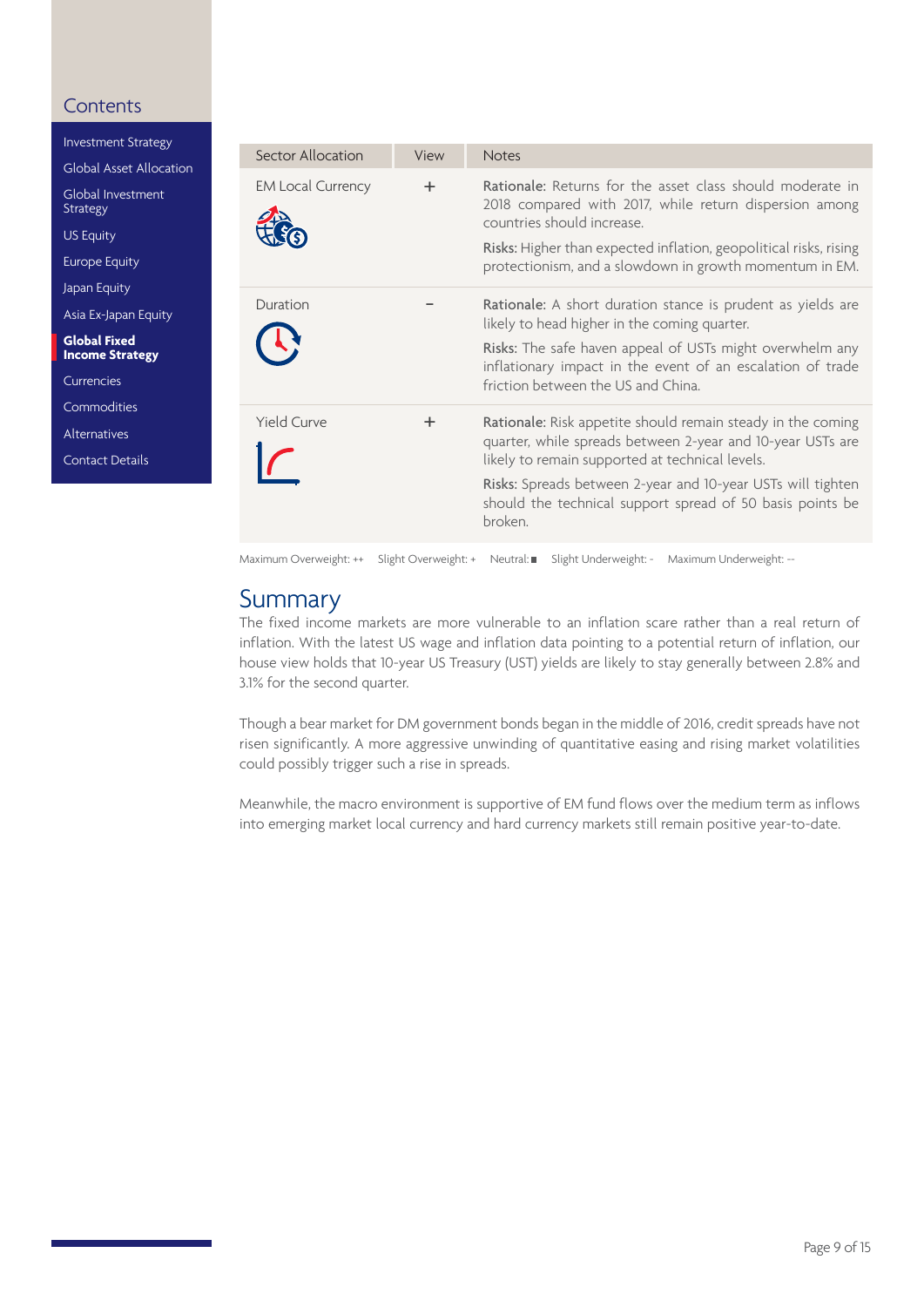| Sector Allocation | View | Notes |
| --- | --- | --- |
| EM Local Currency | + | **Rationale:** Returns for the asset class should moderate in 2018 compared with 2017, while return dispersion among countries should increase.<br><br>**Risks:** Higher than expected inflation, geopolitical risks, rising protectionism, and a slowdown in growth momentum in EM. |
| Duration | - | **Rationale:** A short duration stance is prudent as yields are likely to head higher in the coming quarter.<br><br>**Risks:** The safe haven appeal of USTs might overwhelm any inflationary impact in the event of an escalation of trade friction between the US and China. |
| Yield Curve | + | **Rationale:** Risk appetite should remain steady in the coming quarter, while spreads between 2-year and 10-year USTs are likely to remain supported at technical levels.<br><br>**Risks:** Spreads between 2-year and 10-year USTs will tighten should the technical support spread of 50 basis points be broken. |

Maximum Overweight: ++ Slight Overweight: + Neutral: ■ Slight Underweight: - Maximum Underweight: --

## Summary

The fixed income markets are more vulnerable to an inflation scare rather than a real return of inflation. With the latest US wage and inflation data pointing to a potential return of inflation, our house view holds that 10-year US Treasury (UST) yields are likely to stay generally between 2.8% and 3.1% for the second quarter.

Though a bear market for DM government bonds began in the middle of 2016, credit spreads have not risen significantly. A more aggressive unwinding of quantitative easing and rising market volatilities could possibly trigger such a rise in spreads.

Meanwhile, the macro environment is supportive of EM fund flows over the medium term as inflows into emerging market local currency and hard currency markets still remain positive year-to-date.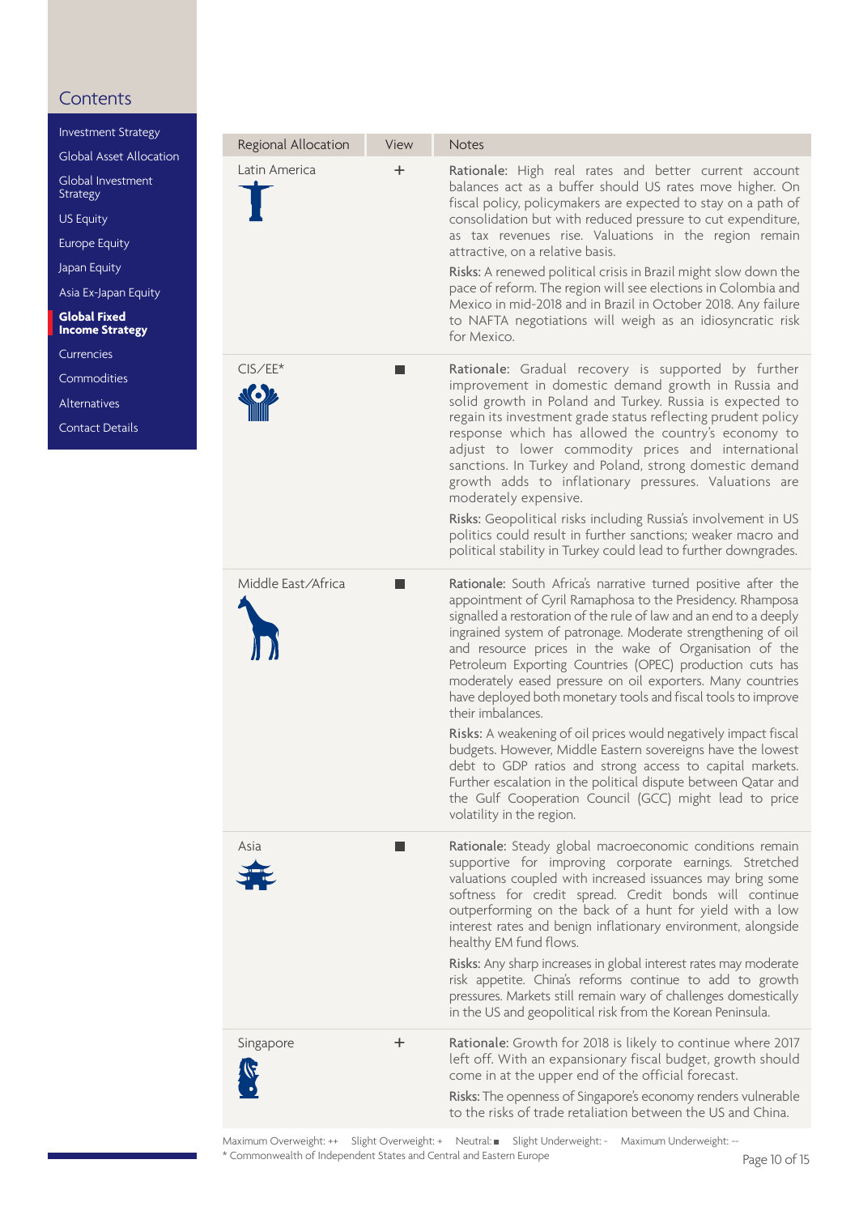## Contents

- Investment Strategy
- Global Asset Allocation
- Global Investment Strategy
- US Equity
- Europe Equity
- Japan Equity
- Asia Ex-Japan Equity
- **Global Fixed Income Strategy**
- Currencies
- Commodities
- Alternatives
- Contact Details

| Regional Allocation | View | Notes |
|---|---|---|
| Latin America | + | **Rationale:** High real rates and better current account balances act as a buffer should US rates move higher. On fiscal policy, policymakers are expected to stay on a path of consolidation but with reduced pressure to cut expenditure, as tax revenues rise. Valuations in the region remain attractive, on a relative basis.<br>**Risks:** A renewed political crisis in Brazil might slow down the pace of reform. The region will see elections in Colombia and Mexico in mid-2018 and in Brazil in October 2018. Any failure to NAFTA negotiations will weigh as an idiosyncratic risk for Mexico. |
| CIS/EE* | ■ | **Rationale:** Gradual recovery is supported by further improvement in domestic demand growth in Russia and solid growth in Poland and Turkey. Russia is expected to regain its investment grade status reflecting prudent policy response which has allowed the country's economy to adjust to lower commodity prices and international sanctions. In Turkey and Poland, strong domestic demand growth adds to inflationary pressures. Valuations are moderately expensive.<br>**Risks:** Geopolitical risks including Russia's involvement in US politics could result in further sanctions; weaker macro and political stability in Turkey could lead to further downgrades. |
| Middle East/Africa | ■ | **Rationale:** South Africa's narrative turned positive after the appointment of Cyril Ramaphosa to the Presidency. Rhamposa signalled a restoration of the rule of law and an end to a deeply ingrained system of patronage. Moderate strengthening of oil and resource prices in the wake of Organisation of the Petroleum Exporting Countries (OPEC) production cuts has moderately eased pressure on oil exporters. Many countries have deployed both monetary tools and fiscal tools to improve their imbalances.<br>**Risks:** A weakening of oil prices would negatively impact fiscal budgets. However, Middle Eastern sovereigns have the lowest debt to GDP ratios and strong access to capital markets. Further escalation in the political dispute between Qatar and the Gulf Cooperation Council (GCC) might lead to price volatility in the region. |
| Asia | ■ | **Rationale:** Steady global macroeconomic conditions remain supportive for improving corporate earnings. Stretched valuations coupled with increased issuances may bring some softness for credit spread. Credit bonds will continue outperforming on the back of a hunt for yield with a low interest rates and benign inflationary environment, alongside healthy EM fund flows.<br>**Risks:** Any sharp increases in global interest rates may moderate risk appetite. China's reforms continue to add to growth pressures. Markets still remain wary of challenges domestically in the US and geopolitical risk from the Korean Peninsula. |
| Singapore | + | **Rationale:** Growth for 2018 is likely to continue where 2017 left off. With an expansionary fiscal budget, growth should come in at the upper end of the official forecast.<br>**Risks:** The openness of Singapore's economy renders vulnerable to the risks of trade retaliation between the US and China. |

Maximum Overweight: ++ Slight Overweight: + Neutral: ■ Slight Underweight: - Maximum Underweight: --

* Commonwealth of Independent States and Central and Eastern Europe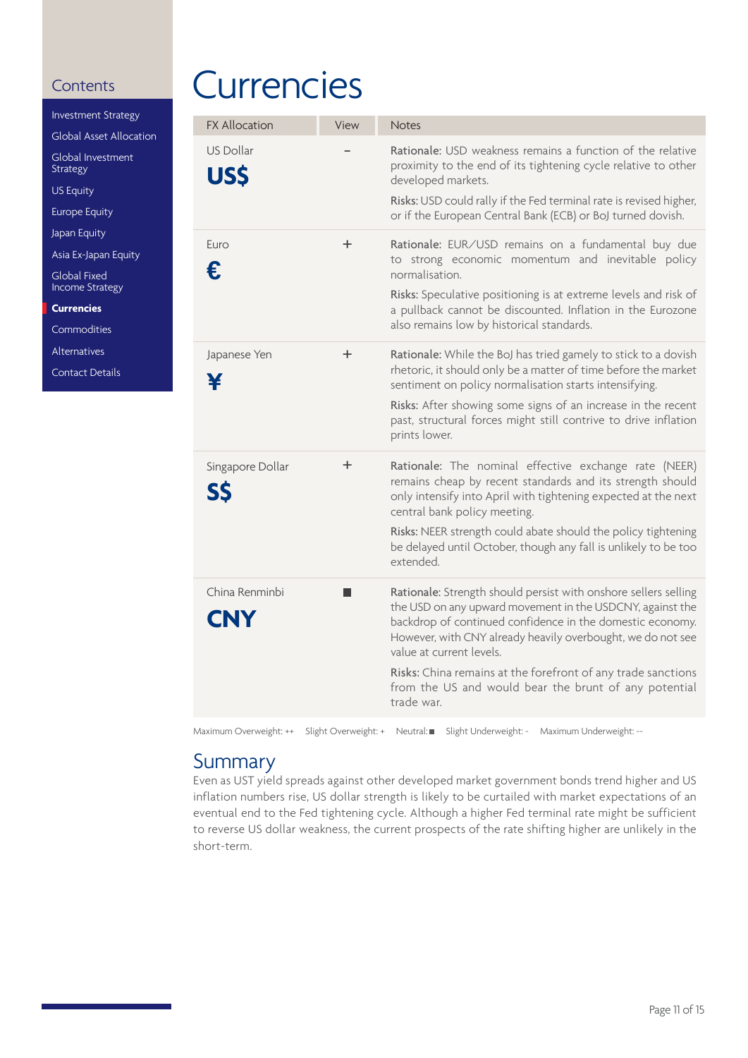## Contents

- Investment Strategy
- Global Asset Allocation
- Global Investment Strategy
- US Equity
- Europe Equity
- Japan Equity
- Asia Ex-Japan Equity
- Global Fixed Income Strategy
- **Currencies**
- Commodities
- Alternatives
- Contact Details

# Currencies

| FX Allocation | View | Notes |
|---|---|---|
| US Dollar **US$** | – | **Rationale:** USD weakness remains a function of the relative proximity to the end of its tightening cycle relative to other developed markets.<br><br>**Risks:** USD could rally if the Fed terminal rate is revised higher, or if the European Central Bank (ECB) or BoJ turned dovish. |
| Euro **€** | + | **Rationale:** EUR/USD remains on a fundamental buy due to strong economic momentum and inevitable policy normalisation.<br><br>**Risks:** Speculative positioning is at extreme levels and risk of a pullback cannot be discounted. Inflation in the Eurozone also remains low by historical standards. |
| Japanese Yen **¥** | + | **Rationale:** While the BoJ has tried gamely to stick to a dovish rhetoric, it should only be a matter of time before the market sentiment on policy normalisation starts intensifying.<br><br>**Risks:** After showing some signs of an increase in the recent past, structural forces might still contrive to drive inflation prints lower. |
| Singapore Dollar **S$** | + | **Rationale:** The nominal effective exchange rate (NEER) remains cheap by recent standards and its strength should only intensify into April with tightening expected at the next central bank policy meeting.<br><br>**Risks:** NEER strength could abate should the policy tightening be delayed until October, though any fall is unlikely to be too extended. |
| China Renminbi **CNY** | ■ | **Rationale:** Strength should persist with onshore sellers selling the USD on any upward movement in the USDCNY, against the backdrop of continued confidence in the domestic economy. However, with CNY already heavily overbought, we do not see value at current levels.<br><br>**Risks:** China remains at the forefront of any trade sanctions from the US and would bear the brunt of any potential trade war. |

Maximum Overweight: ++ Slight Overweight: + Neutral: ■ Slight Underweight: - Maximum Underweight: --

## Summary

Even as UST yield spreads against other developed market government bonds trend higher and US inflation numbers rise, US dollar strength is likely to be curtailed with market expectations of an eventual end to the Fed tightening cycle. Although a higher Fed terminal rate might be sufficient to reverse US dollar weakness, the current prospects of the rate shifting higher are unlikely in the short-term.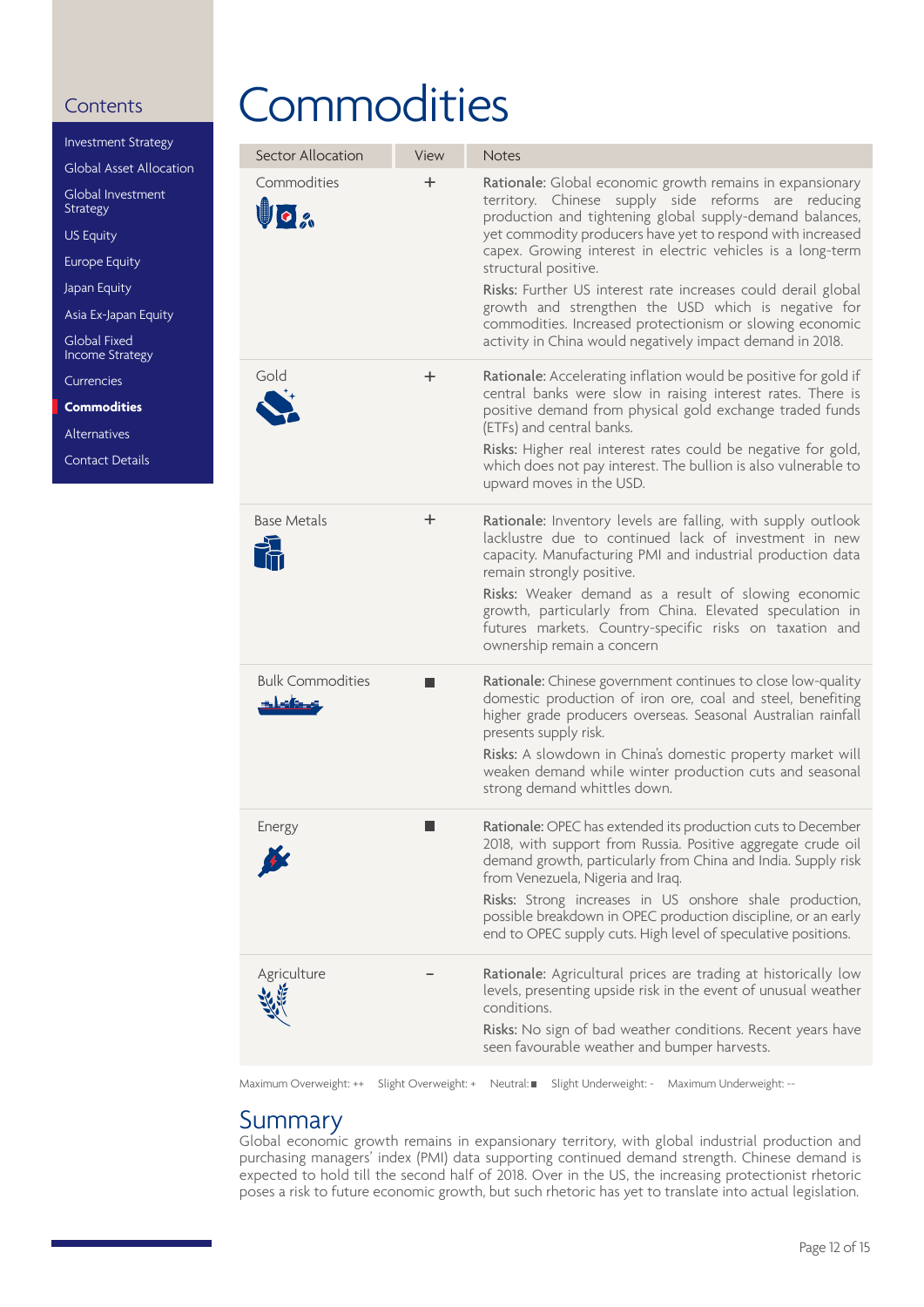Contents

- Investment Strategy
- Global Asset Allocation
- Global Investment Strategy
- US Equity
- Europe Equity
- Japan Equity
- Asia Ex-Japan Equity
- Global Fixed Income Strategy
- Currencies
- **Commodities**
- Alternatives
- Contact Details

# Commodities

| Sector Allocation | View | Notes |
|---|---|---|
| Commodities | + | **Rationale:** Global economic growth remains in expansionary territory. Chinese supply side reforms are reducing production and tightening global supply-demand balances, yet commodity producers have yet to respond with increased capex. Growing interest in electric vehicles is a long-term structural positive. **Risks:** Further US interest rate increases could derail global growth and strengthen the USD which is negative for commodities. Increased protectionism or slowing economic activity in China would negatively impact demand in 2018. |
| Gold | + | **Rationale:** Accelerating inflation would be positive for gold if central banks were slow in raising interest rates. There is positive demand from physical gold exchange traded funds (ETFs) and central banks. **Risks:** Higher real interest rates could be negative for gold, which does not pay interest. The bullion is also vulnerable to upward moves in the USD. |
| Base Metals | + | **Rationale:** Inventory levels are falling, with supply outlook lacklustre due to continued lack of investment in new capacity. Manufacturing PMI and industrial production data remain strongly positive. **Risks:** Weaker demand as a result of slowing economic growth, particularly from China. Elevated speculation in futures markets. Country-specific risks on taxation and ownership remain a concern |
| Bulk Commodities | ■ | **Rationale:** Chinese government continues to close low-quality domestic production of iron ore, coal and steel, benefiting higher grade producers overseas. Seasonal Australian rainfall presents supply risk. **Risks:** A slowdown in China's domestic property market will weaken demand while winter production cuts and seasonal strong demand whittles down. |
| Energy | ■ | **Rationale:** OPEC has extended its production cuts to December 2018, with support from Russia. Positive aggregate crude oil demand growth, particularly from China and India. Supply risk from Venezuela, Nigeria and Iraq. **Risks:** Strong increases in US onshore shale production, possible breakdown in OPEC production discipline, or an early end to OPEC supply cuts. High level of speculative positions. |
| Agriculture | - | **Rationale:** Agricultural prices are trading at historically low levels, presenting upside risk in the event of unusual weather conditions. **Risks:** No sign of bad weather conditions. Recent years have seen favourable weather and bumper harvests. |

Maximum Overweight: ++ Slight Overweight: + Neutral: ■ Slight Underweight: - Maximum Underweight: --

## Summary

Global economic growth remains in expansionary territory, with global industrial production and purchasing managers' index (PMI) data supporting continued demand strength. Chinese demand is expected to hold till the second half of 2018. Over in the US, the increasing protectionist rhetoric poses a risk to future economic growth, but such rhetoric has yet to translate into actual legislation.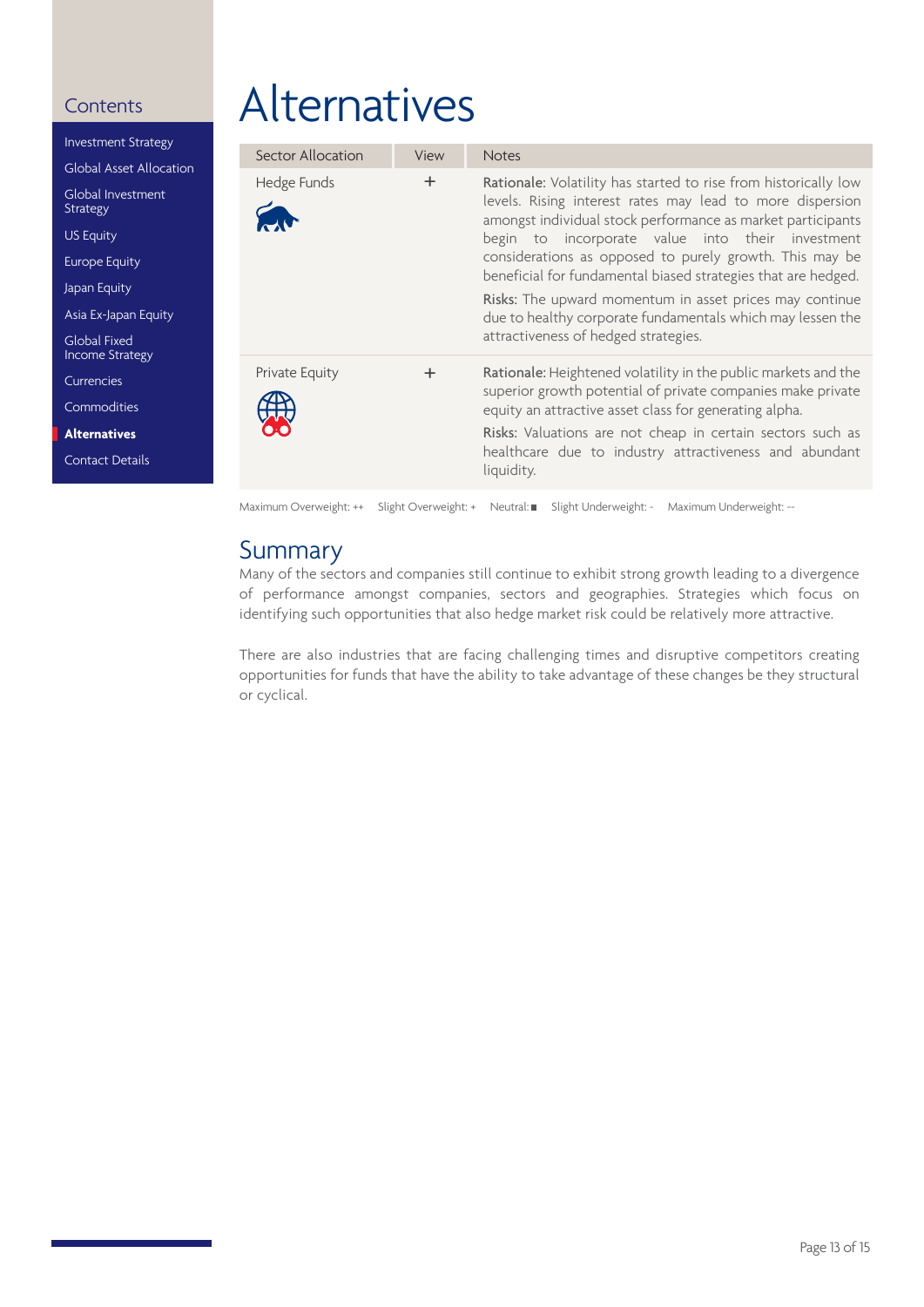# Alternatives

| Sector Allocation | View | Notes |
|---|---|---|
| Hedge Funds | + | **Rationale:** Volatility has started to rise from historically low levels. Rising interest rates may lead to more dispersion amongst individual stock performance as market participants begin to incorporate value into their investment considerations as opposed to purely growth. This may be beneficial for fundamental biased strategies that are hedged. **Risks:** The upward momentum in asset prices may continue due to healthy corporate fundamentals which may lessen the attractiveness of hedged strategies. |
| Private Equity | + | **Rationale:** Heightened volatility in the public markets and the superior growth potential of private companies make private equity an attractive asset class for generating alpha. **Risks:** Valuations are not cheap in certain sectors such as healthcare due to industry attractiveness and abundant liquidity. |

Maximum Overweight: ++ Slight Overweight: + Neutral: ■ Slight Underweight: - Maximum Underweight: --

## Summary

Many of the sectors and companies still continue to exhibit strong growth leading to a divergence of performance amongst companies, sectors and geographies. Strategies which focus on identifying such opportunities that also hedge market risk could be relatively more attractive.

There are also industries that are facing challenging times and disruptive competitors creating opportunities for funds that have the ability to take advantage of these changes be they structural or cyclical.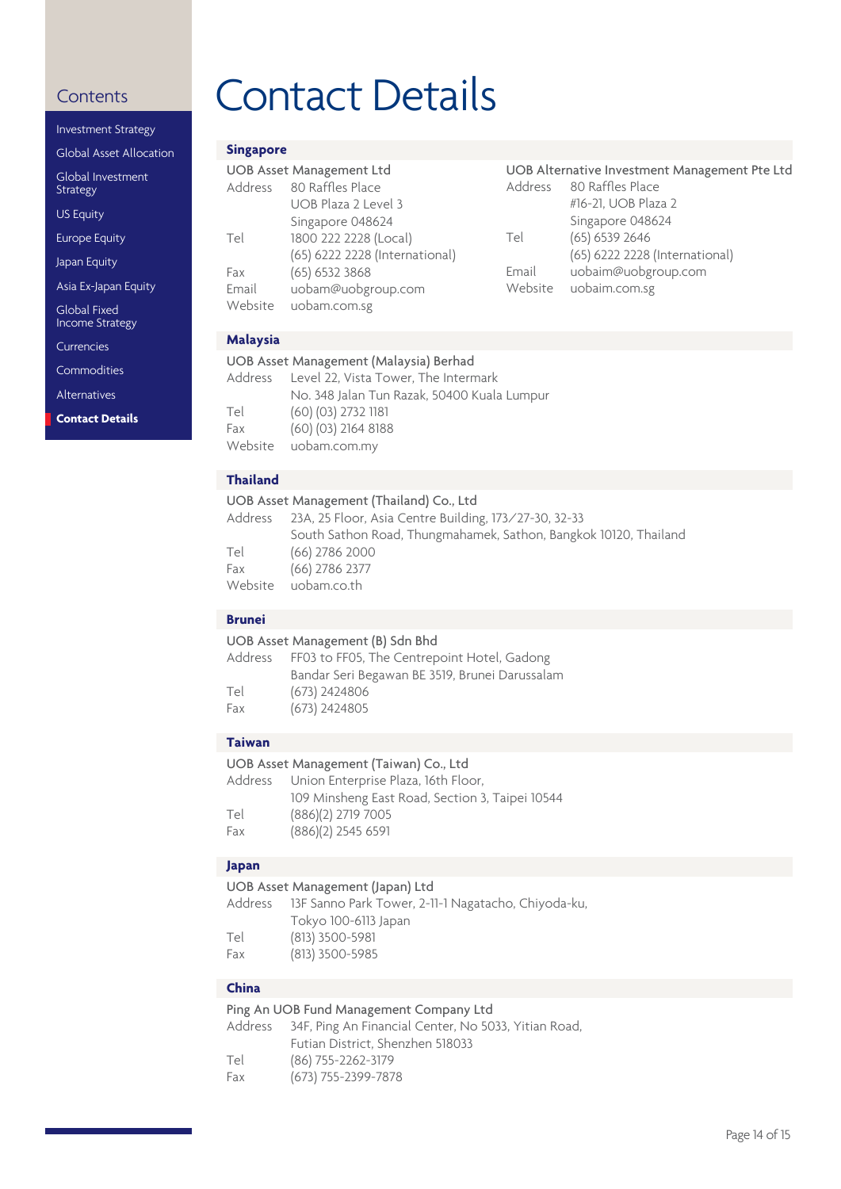## Contents

- Investment Strategy
- Global Asset Allocation
- Global Investment Strategy
- US Equity
- Europe Equity
- Japan Equity
- Asia Ex-Japan Equity
- Global Fixed Income Strategy
- Currencies
- Commodities
- Alternatives
- **Contact Details**

# Contact Details

### Singapore

UOB Asset Management Ltd

Address 80 Raffles Place
UOB Plaza 2 Level 3
Singapore 048624

Tel 1800 222 2228 (Local)
(65) 6222 2228 (International)

Fax (65) 6532 3868

Email uobam@uobgroup.com

Website uobam.com.sg

UOB Alternative Investment Management Pte Ltd

Address 80 Raffles Place
#16-21, UOB Plaza 2
Singapore 048624

Tel (65) 6539 2646
(65) 6222 2228 (International)

Email uobaim@uobgroup.com

Website uobaim.com.sg

### Malaysia

UOB Asset Management (Malaysia) Berhad

Address Level 22, Vista Tower, The Intermark
No. 348 Jalan Tun Razak, 50400 Kuala Lumpur

Tel (60) (03) 2732 1181

Fax (60) (03) 2164 8188

Website uobam.com.my

### Thailand

UOB Asset Management (Thailand) Co., Ltd

Address 23A, 25 Floor, Asia Centre Building, 173/27-30, 32-33
South Sathon Road, Thungmahamek, Sathon, Bangkok 10120, Thailand

Tel (66) 2786 2000

Fax (66) 2786 2377

Website uobam.co.th

### Brunei

UOB Asset Management (B) Sdn Bhd

Address FF03 to FF05, The Centrepoint Hotel, Gadong
Bandar Seri Begawan BE 3519, Brunei Darussalam

Tel (673) 2424806

Fax (673) 2424805

### Taiwan

UOB Asset Management (Taiwan) Co., Ltd

Address Union Enterprise Plaza, 16th Floor,
109 Minsheng East Road, Section 3, Taipei 10544

Tel (886)(2) 2719 7005

Fax (886)(2) 2545 6591

### Japan

UOB Asset Management (Japan) Ltd

Address 13F Sanno Park Tower, 2-11-1 Nagatacho, Chiyoda-ku,
Tokyo 100-6113 Japan

Tel (813) 3500-5981

Fax (813) 3500-5985

### China

Ping An UOB Fund Management Company Ltd

Address 34F, Ping An Financial Center, No 5033, Yitian Road,
Futian District, Shenzhen 518033

Tel (86) 755-2262-3179

Fax (673) 755-2399-7878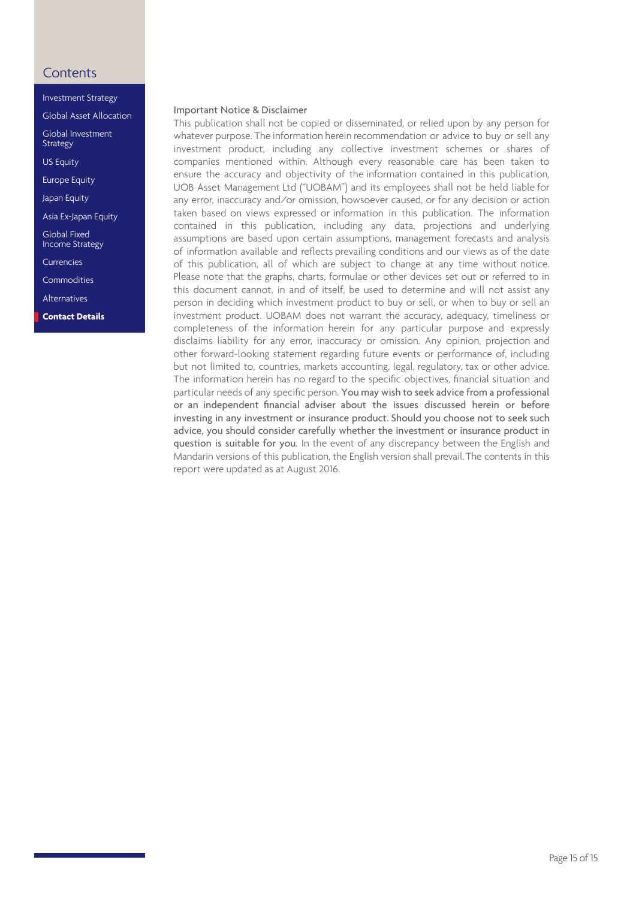## Contents

- Investment Strategy
- Global Asset Allocation
- Global Investment Strategy
- US Equity
- Europe Equity
- Japan Equity
- Asia Ex-Japan Equity
- Global Fixed Income Strategy
- Currencies
- Commodities
- Alternatives
- **Contact Details**

### Important Notice & Disclaimer

This publication shall not be copied or disseminated, or relied upon by any person for whatever purpose. The information herein recommendation or advice to buy or sell any investment product, including any collective investment schemes or shares of companies mentioned within. Although every reasonable care has been taken to ensure the accuracy and objectivity of the information contained in this publication, UOB Asset Management Ltd ("UOBAM") and its employees shall not be held liable for any error, inaccuracy and/or omission, howsoever caused, or for any decision or action taken based on views expressed or information in this publication. The information contained in this publication, including any data, projections and underlying assumptions are based upon certain assumptions, management forecasts and analysis of information available and reflects prevailing conditions and our views as of the date of this publication, all of which are subject to change at any time without notice. Please note that the graphs, charts, formulae or other devices set out or referred to in this document cannot, in and of itself, be used to determine and will not assist any person in deciding which investment product to buy or sell, or when to buy or sell an investment product. UOBAM does not warrant the accuracy, adequacy, timeliness or completeness of the information herein for any particular purpose and expressly disclaims liability for any error, inaccuracy or omission. Any opinion, projection and other forward-looking statement regarding future events or performance of, including but not limited to, countries, markets accounting, legal, regulatory, tax or other advice. The information herein has no regard to the specific objectives, financial situation and particular needs of any specific person. You may wish to seek advice from a professional or an independent financial adviser about the issues discussed herein or before investing in any investment or insurance product. Should you choose not to seek such advice, you should consider carefully whether the investment or insurance product in question is suitable for you. In the event of any discrepancy between the English and Mandarin versions of this publication, the English version shall prevail. The contents in this report were updated as at August 2016.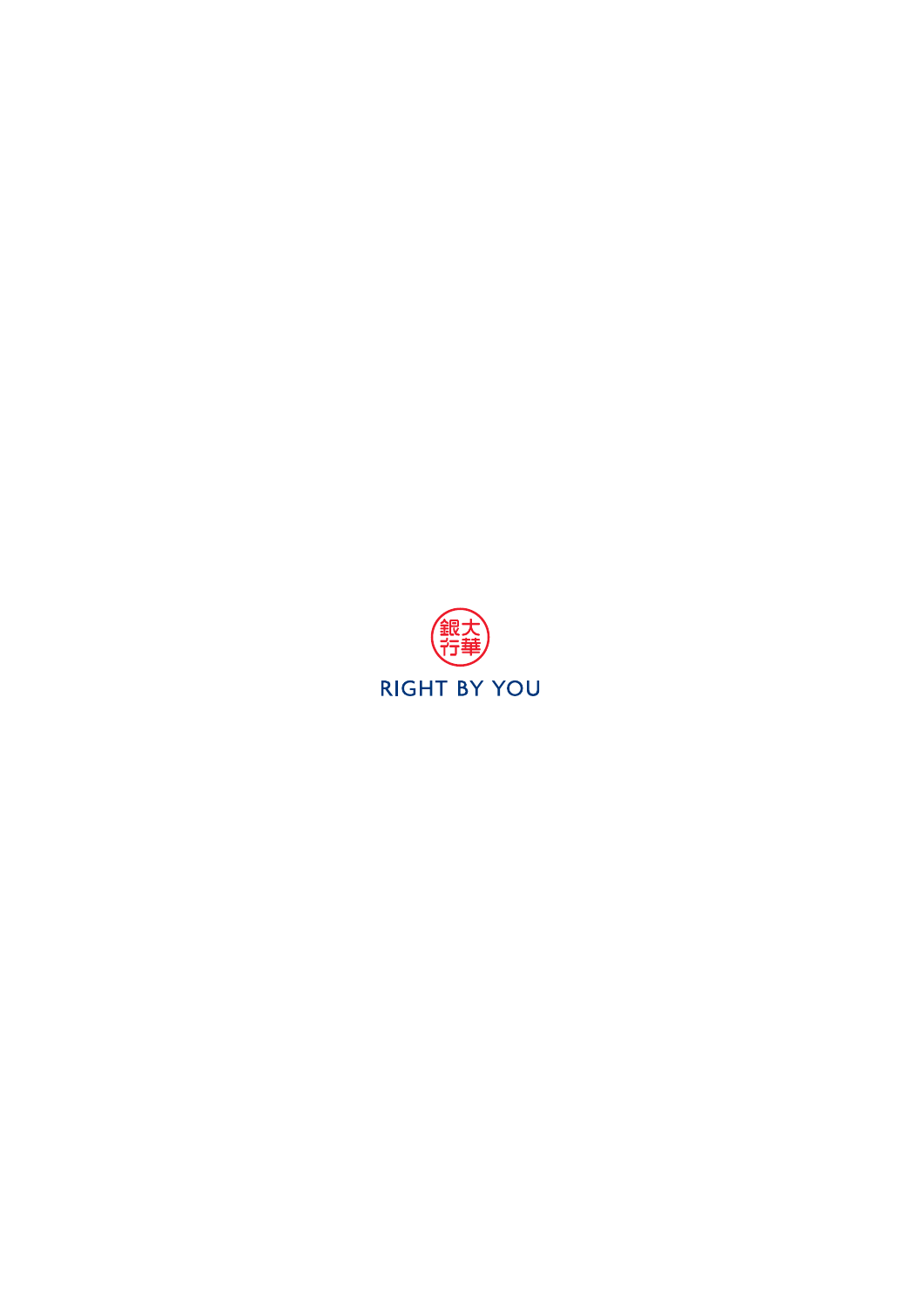大華銀行

RIGHT BY YOU